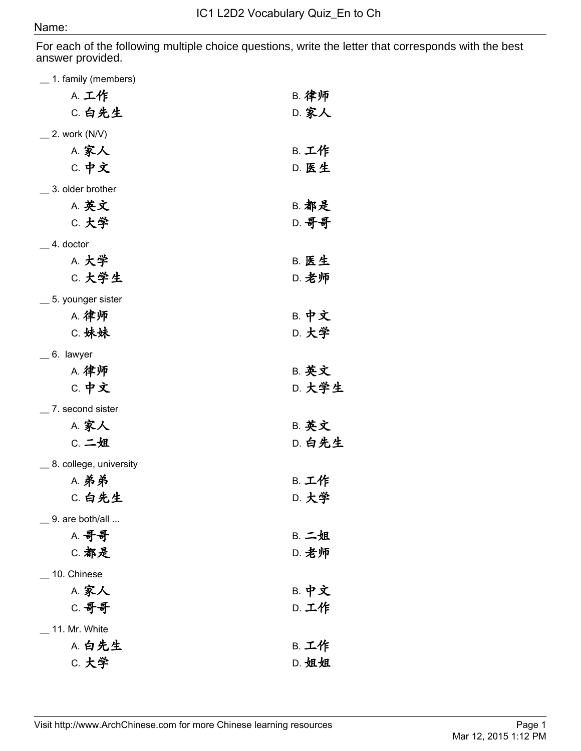# IC1 L2D2 Vocabulary Quiz_En to Ch

Name:

For each of the following multiple choice questions, write the letter that corresponds with the best answer provided.

__ 1. family (members)

A. 工作
B. 律师
C. 白先生
D. 家人

__ 2. work (N/V)

A. 家人
B. 工作
C. 中文
D. 医生

__ 3. older brother

A. 英文
B. 都是
C. 大学
D. 哥哥

__ 4. doctor

A. 大学
B. 医生
C. 大学生
D. 老师

__ 5. younger sister

A. 律师
B. 中文
C. 妹妹
D. 大学

__ 6. lawyer

A. 律师
B. 英文
C. 中文
D. 大学生

__ 7. second sister

A. 家人
B. 英文
C. 二姐
D. 白先生

__ 8. college, university

A. 弟弟
B. 工作
C. 白先生
D. 大学

__ 9. are both/all ...

A. 哥哥
B. 二姐
C. 都是
D. 老师

__ 10. Chinese

A. 家人
B. 中文
C. 哥哥
D. 工作

__ 11. Mr. White

A. 白先生
B. 工作
C. 大学
D. 姐姐

Visit http://www.ArchChinese.com for more Chinese learning resources

Mar 12, 2015 1:12 PM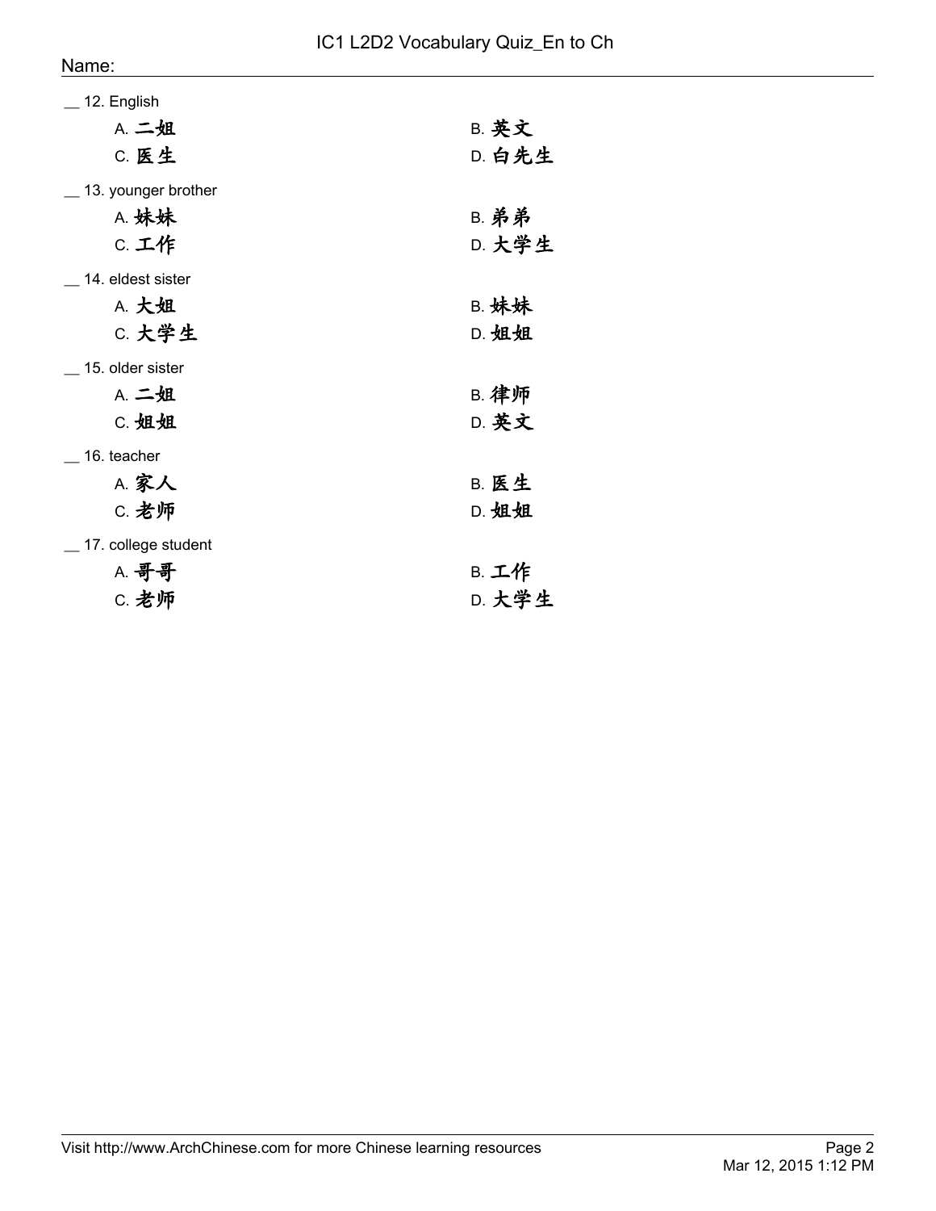Name:

__ 12. English

A. 二姐
B. 英文
C. 医生
D. 白先生

__ 13. younger brother

A. 妹妹
B. 弟弟
C. 工作
D. 大学生

__ 14. eldest sister

A. 大姐
B. 妹妹
C. 大学生
D. 姐姐

__ 15. older sister

A. 二姐
B. 律师
C. 姐姐
D. 英文

__ 16. teacher

A. 家人
B. 医生
C. 老师
D. 姐姐

__ 17. college student

A. 哥哥
B. 工作
C. 老师
D. 大学生

Visit http://www.ArchChinese.com for more Chinese learning resources